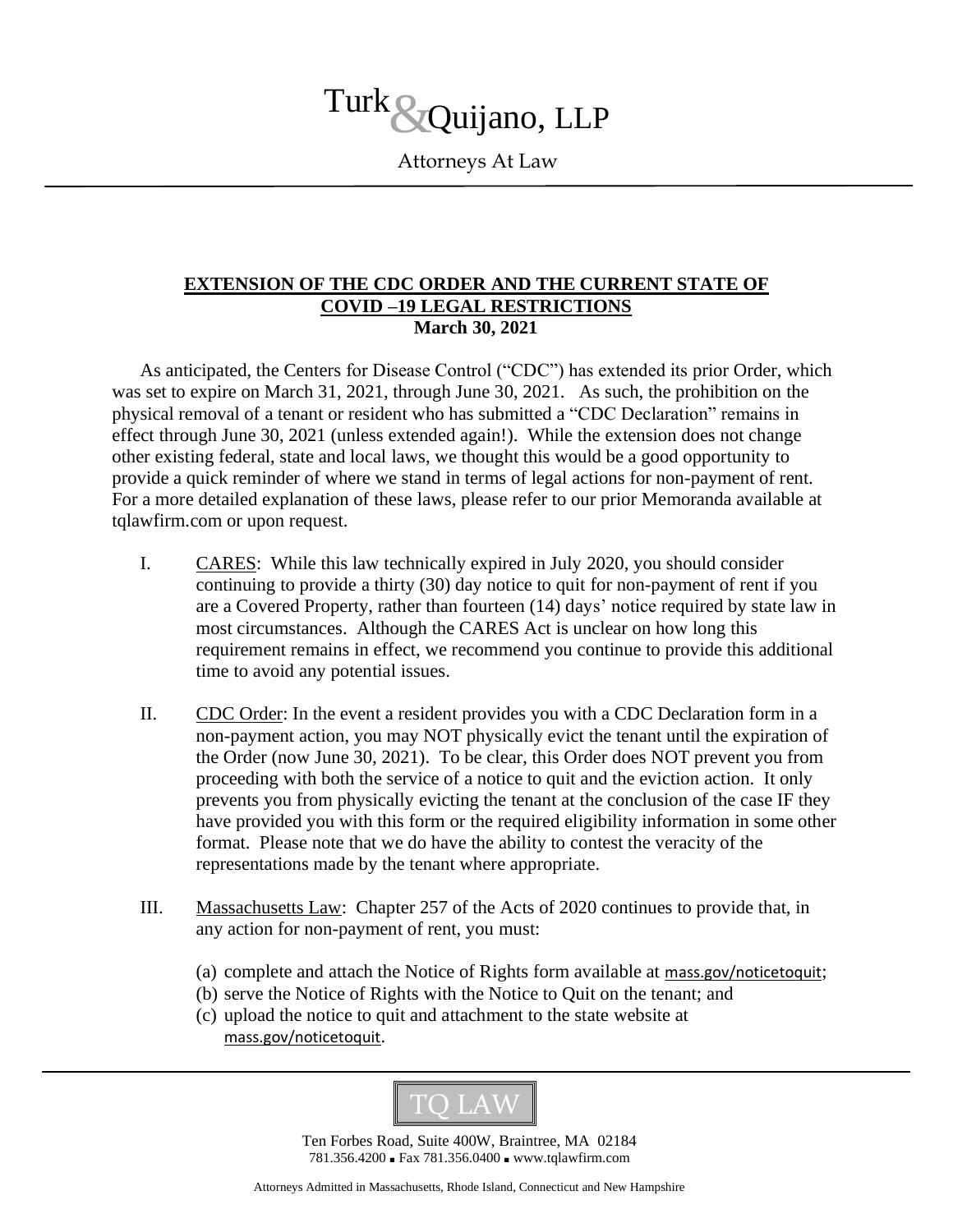# Turk & Quijano, LLP

Attorneys At Law

**EXTENSION OF THE CDC ORDER AND THE CURRENT STATE OF COVID –19 LEGAL RESTRICTIONS**
**March 30, 2021**

As anticipated, the Centers for Disease Control ("CDC") has extended its prior Order, which was set to expire on March 31, 2021, through June 30, 2021. As such, the prohibition on the physical removal of a tenant or resident who has submitted a "CDC Declaration" remains in effect through June 30, 2021 (unless extended again!). While the extension does not change other existing federal, state and local laws, we thought this would be a good opportunity to provide a quick reminder of where we stand in terms of legal actions for non-payment of rent. For a more detailed explanation of these laws, please refer to our prior Memoranda available at tqlawfirm.com or upon request.

I. CARES: While this law technically expired in July 2020, you should consider continuing to provide a thirty (30) day notice to quit for non-payment of rent if you are a Covered Property, rather than fourteen (14) days' notice required by state law in most circumstances. Although the CARES Act is unclear on how long this requirement remains in effect, we recommend you continue to provide this additional time to avoid any potential issues.

II. CDC Order: In the event a resident provides you with a CDC Declaration form in a non-payment action, you may NOT physically evict the tenant until the expiration of the Order (now June 30, 2021). To be clear, this Order does NOT prevent you from proceeding with both the service of a notice to quit and the eviction action. It only prevents you from physically evicting the tenant at the conclusion of the case IF they have provided you with this form or the required eligibility information in some other format. Please note that we do have the ability to contest the veracity of the representations made by the tenant where appropriate.

III. Massachusetts Law: Chapter 257 of the Acts of 2020 continues to provide that, in any action for non-payment of rent, you must:

(a) complete and attach the Notice of Rights form available at mass.gov/noticetoquit;
(b) serve the Notice of Rights with the Notice to Quit on the tenant; and
(c) upload the notice to quit and attachment to the state website at mass.gov/noticetoquit.

TQ LAW

Ten Forbes Road, Suite 400W, Braintree, MA 02184
781.356.4200 ▪ Fax 781.356.0400 ▪ www.tqlawfirm.com

Attorneys Admitted in Massachusetts, Rhode Island, Connecticut and New Hampshire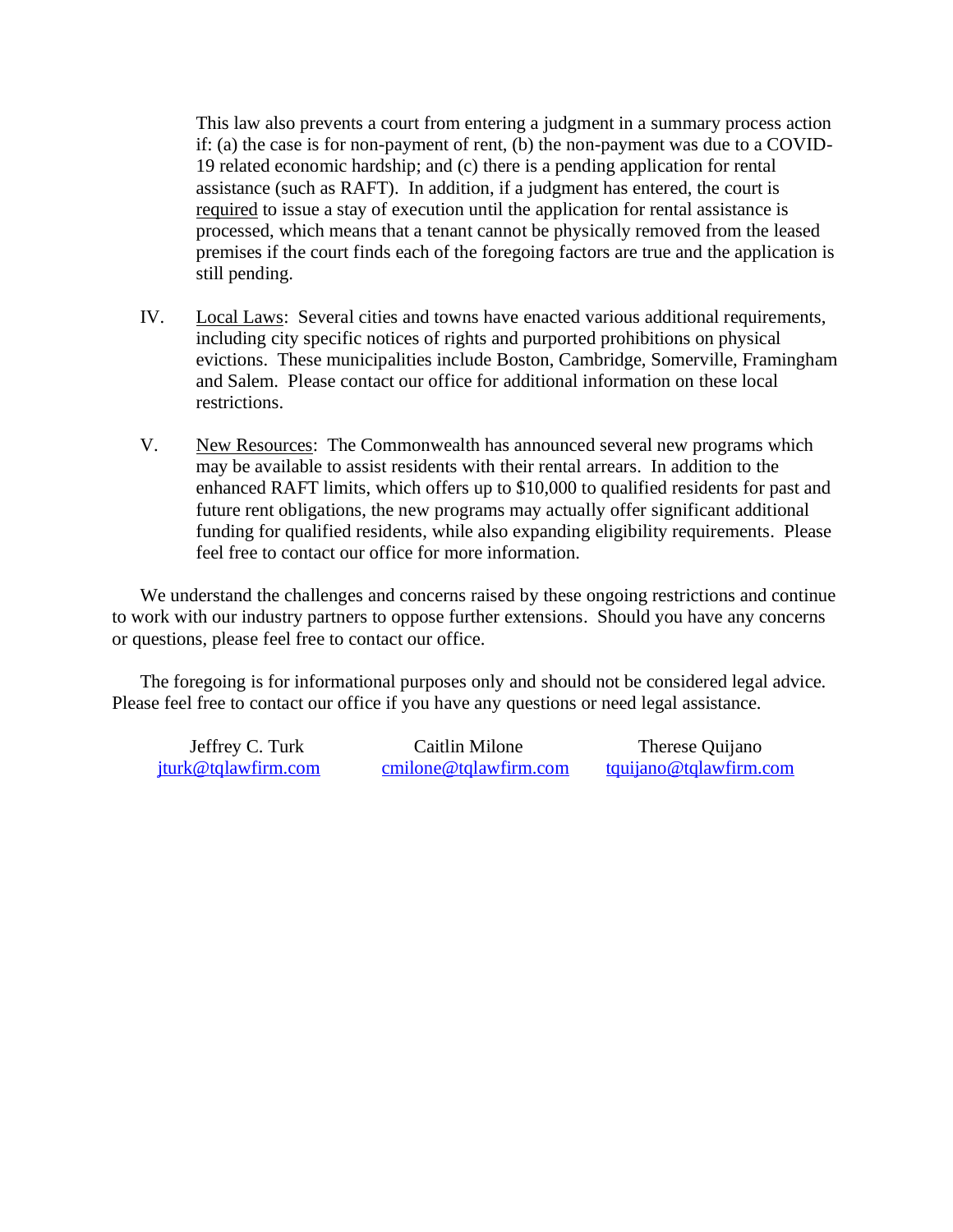This law also prevents a court from entering a judgment in a summary process action if: (a) the case is for non-payment of rent, (b) the non-payment was due to a COVID-19 related economic hardship; and (c) there is a pending application for rental assistance (such as RAFT). In addition, if a judgment has entered, the court is required to issue a stay of execution until the application for rental assistance is processed, which means that a tenant cannot be physically removed from the leased premises if the court finds each of the foregoing factors are true and the application is still pending.

IV. Local Laws: Several cities and towns have enacted various additional requirements, including city specific notices of rights and purported prohibitions on physical evictions. These municipalities include Boston, Cambridge, Somerville, Framingham and Salem. Please contact our office for additional information on these local restrictions.

V. New Resources: The Commonwealth has announced several new programs which may be available to assist residents with their rental arrears. In addition to the enhanced RAFT limits, which offers up to $10,000 to qualified residents for past and future rent obligations, the new programs may actually offer significant additional funding for qualified residents, while also expanding eligibility requirements. Please feel free to contact our office for more information.

We understand the challenges and concerns raised by these ongoing restrictions and continue to work with our industry partners to oppose further extensions. Should you have any concerns or questions, please feel free to contact our office.

The foregoing is for informational purposes only and should not be considered legal advice. Please feel free to contact our office if you have any questions or need legal assistance.

Jeffrey C. Turk
jturk@tqlawfirm.com

Caitlin Milone
cmilone@tqlawfirm.com

Therese Quijano
tquijano@tqlawfirm.com